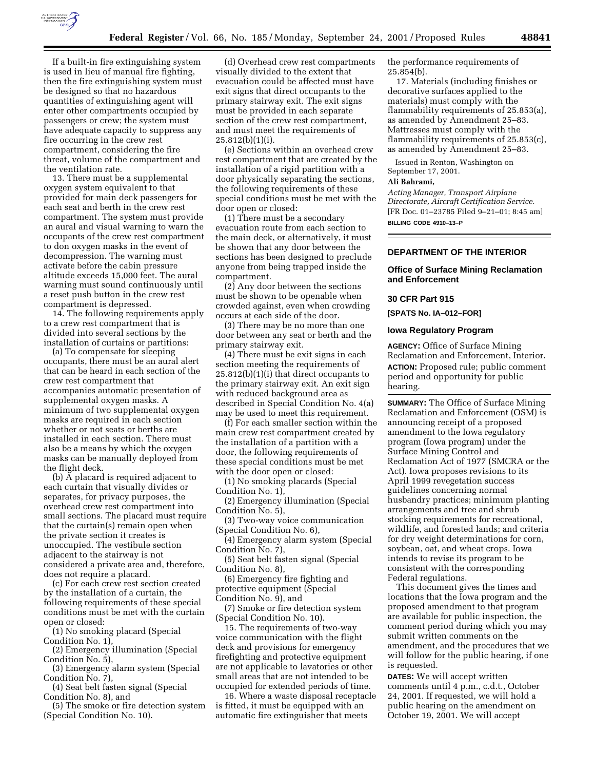If a built-in fire extinguishing system is used in lieu of manual fire fighting, then the fire extinguishing system must be designed so that no hazardous quantities of extinguishing agent will enter other compartments occupied by passengers or crew; the system must have adequate capacity to suppress any fire occurring in the crew rest compartment, considering the fire threat, volume of the compartment and the ventilation rate.

13. There must be a supplemental oxygen system equivalent to that provided for main deck passengers for each seat and berth in the crew rest compartment. The system must provide an aural and visual warning to warn the occupants of the crew rest compartment to don oxygen masks in the event of decompression. The warning must activate before the cabin pressure altitude exceeds 15,000 feet. The aural warning must sound continuously until a reset push button in the crew rest compartment is depressed.

14. The following requirements apply to a crew rest compartment that is divided into several sections by the installation of curtains or partitions:

(a) To compensate for sleeping occupants, there must be an aural alert that can be heard in each section of the crew rest compartment that accompanies automatic presentation of supplemental oxygen masks. A minimum of two supplemental oxygen masks are required in each section whether or not seats or berths are installed in each section. There must also be a means by which the oxygen masks can be manually deployed from the flight deck.

(b) A placard is required adjacent to each curtain that visually divides or separates, for privacy purposes, the overhead crew rest compartment into small sections. The placard must require that the curtain(s) remain open when the private section it creates is unoccupied. The vestibule section adjacent to the stairway is not considered a private area and, therefore, does not require a placard.

(c) For each crew rest section created by the installation of a curtain, the following requirements of these special conditions must be met with the curtain open or closed:

(1) No smoking placard (Special Condition No. 1),

(2) Emergency illumination (Special Condition No. 5),

(3) Emergency alarm system (Special Condition No. 7),

(4) Seat belt fasten signal (Special Condition No. 8), and

(5) The smoke or fire detection system (Special Condition No. 10).

(d) Overhead crew rest compartments visually divided to the extent that evacuation could be affected must have exit signs that direct occupants to the primary stairway exit. The exit signs must be provided in each separate section of the crew rest compartment, and must meet the requirements of 25.812(b)(1)(i).

(e) Sections within an overhead crew rest compartment that are created by the installation of a rigid partition with a door physically separating the sections, the following requirements of these special conditions must be met with the door open or closed:

(1) There must be a secondary evacuation route from each section to the main deck, or alternatively, it must be shown that any door between the sections has been designed to preclude anyone from being trapped inside the compartment.

(2) Any door between the sections must be shown to be openable when crowded against, even when crowding occurs at each side of the door.

(3) There may be no more than one door between any seat or berth and the primary stairway exit.

(4) There must be exit signs in each section meeting the requirements of 25.812(b)(1)(i) that direct occupants to the primary stairway exit. An exit sign with reduced background area as described in Special Condition No. 4(a) may be used to meet this requirement.

(f) For each smaller section within the main crew rest compartment created by the installation of a partition with a door, the following requirements of these special conditions must be met with the door open or closed:

(1) No smoking placards (Special Condition No. 1),

(2) Emergency illumination (Special Condition No. 5),

(3) Two-way voice communication (Special Condition No. 6),

(4) Emergency alarm system (Special Condition No. 7),

(5) Seat belt fasten signal (Special Condition No. 8),

(6) Emergency fire fighting and protective equipment (Special Condition No. 9), and

(7) Smoke or fire detection system (Special Condition No. 10).

15. The requirements of two-way voice communication with the flight deck and provisions for emergency firefighting and protective equipment are not applicable to lavatories or other small areas that are not intended to be occupied for extended periods of time.

16. Where a waste disposal receptacle is fitted, it must be equipped with an automatic fire extinguisher that meets the performance requirements of 25.854(b).

17. Materials (including finishes or decorative surfaces applied to the materials) must comply with the flammability requirements of 25.853(a), as amended by Amendment 25–83. Mattresses must comply with the flammability requirements of 25.853(c), as amended by Amendment 25–83.

Issued in Renton, Washington on September 17, 2001.

**Ali Bahrami,**

*Acting Manager, Transport Airplane Directorate, Aircraft Certification Service.*

[FR Doc. 01–23785 Filed 9–21–01; 8:45 am]

**BILLING CODE 4910–13–P**

---

## DEPARTMENT OF THE INTERIOR

### Office of Surface Mining Reclamation and Enforcement

### 30 CFR Part 915

**[SPATS No. IA–012–FOR]**

### Iowa Regulatory Program

**AGENCY:** Office of Surface Mining Reclamation and Enforcement, Interior.

**ACTION:** Proposed rule; public comment period and opportunity for public hearing.

**SUMMARY:** The Office of Surface Mining Reclamation and Enforcement (OSM) is announcing receipt of a proposed amendment to the Iowa regulatory program (Iowa program) under the Surface Mining Control and Reclamation Act of 1977 (SMCRA or the Act). Iowa proposes revisions to its April 1999 revegetation success guidelines concerning normal husbandry practices; minimum planting arrangements and tree and shrub stocking requirements for recreational, wildlife, and forested lands; and criteria for dry weight determinations for corn, soybean, oat, and wheat crops. Iowa intends to revise its program to be consistent with the corresponding Federal regulations.

This document gives the times and locations that the Iowa program and the proposed amendment to that program are available for public inspection, the comment period during which you may submit written comments on the amendment, and the procedures that we will follow for the public hearing, if one is requested.

**DATES:** We will accept written comments until 4 p.m., c.d.t., October 24, 2001. If requested, we will hold a public hearing on the amendment on October 19, 2001. We will accept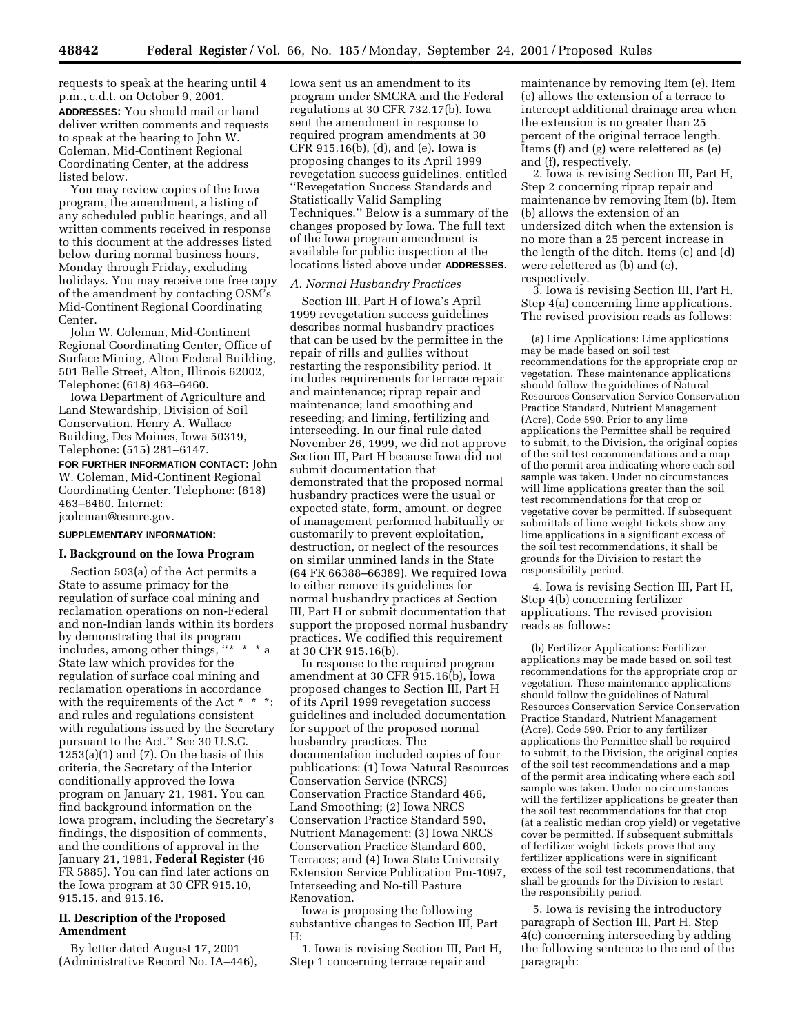requests to speak at the hearing until 4 p.m., c.d.t. on October 9, 2001.

**ADDRESSES:** You should mail or hand deliver written comments and requests to speak at the hearing to John W. Coleman, Mid-Continent Regional Coordinating Center, at the address listed below.

You may review copies of the Iowa program, the amendment, a listing of any scheduled public hearings, and all written comments received in response to this document at the addresses listed below during normal business hours, Monday through Friday, excluding holidays. You may receive one free copy of the amendment by contacting OSM's Mid-Continent Regional Coordinating Center.

John W. Coleman, Mid-Continent Regional Coordinating Center, Office of Surface Mining, Alton Federal Building, 501 Belle Street, Alton, Illinois 62002, Telephone: (618) 463–6460.

Iowa Department of Agriculture and Land Stewardship, Division of Soil Conservation, Henry A. Wallace Building, Des Moines, Iowa 50319, Telephone: (515) 281–6147.

**FOR FURTHER INFORMATION CONTACT:** John W. Coleman, Mid-Continent Regional Coordinating Center. Telephone: (618) 463–6460. Internet: jcoleman@osmre.gov.

**SUPPLEMENTARY INFORMATION:**

## I. Background on the Iowa Program

Section 503(a) of the Act permits a State to assume primacy for the regulation of surface coal mining and reclamation operations on non-Federal and non-Indian lands within its borders by demonstrating that its program includes, among other things, "* * * a State law which provides for the regulation of surface coal mining and reclamation operations in accordance with the requirements of the Act * * *; and rules and regulations consistent with regulations issued by the Secretary pursuant to the Act." See 30 U.S.C. 1253(a)(1) and (7). On the basis of this criteria, the Secretary of the Interior conditionally approved the Iowa program on January 21, 1981. You can find background information on the Iowa program, including the Secretary's findings, the disposition of comments, and the conditions of approval in the January 21, 1981, **Federal Register** (46 FR 5885). You can find later actions on the Iowa program at 30 CFR 915.10, 915.15, and 915.16.

## II. Description of the Proposed Amendment

By letter dated August 17, 2001 (Administrative Record No. IA–446), Iowa sent us an amendment to its program under SMCRA and the Federal regulations at 30 CFR 732.17(b). Iowa sent the amendment in response to required program amendments at 30 CFR 915.16(b), (d), and (e). Iowa is proposing changes to its April 1999 revegetation success guidelines, entitled "Revegetation Success Standards and Statistically Valid Sampling Techniques." Below is a summary of the changes proposed by Iowa. The full text of the Iowa program amendment is available for public inspection at the locations listed above under **ADDRESSES**.

### *A. Normal Husbandry Practices*

Section III, Part H of Iowa's April 1999 revegetation success guidelines describes normal husbandry practices that can be used by the permittee in the repair of rills and gullies without restarting the responsibility period. It includes requirements for terrace repair and maintenance; riprap repair and maintenance; land smoothing and reseeding; and liming, fertilizing and interseeding. In our final rule dated November 26, 1999, we did not approve Section III, Part H because Iowa did not submit documentation that demonstrated that the proposed normal husbandry practices were the usual or expected state, form, amount, or degree of management performed habitually or customarily to prevent exploitation, destruction, or neglect of the resources on similar unmined lands in the State (64 FR 66388–66389). We required Iowa to either remove its guidelines for normal husbandry practices at Section III, Part H or submit documentation that support the proposed normal husbandry practices. We codified this requirement at 30 CFR 915.16(b).

In response to the required program amendment at 30 CFR 915.16(b), Iowa proposed changes to Section III, Part H of its April 1999 revegetation success guidelines and included documentation for support of the proposed normal husbandry practices. The documentation included copies of four publications: (1) Iowa Natural Resources Conservation Service (NRCS) Conservation Practice Standard 466, Land Smoothing; (2) Iowa NRCS Conservation Practice Standard 590, Nutrient Management; (3) Iowa NRCS Conservation Practice Standard 600, Terraces; and (4) Iowa State University Extension Service Publication Pm-1097, Interseeding and No-till Pasture Renovation.

Iowa is proposing the following substantive changes to Section III, Part H:

1. Iowa is revising Section III, Part H, Step 1 concerning terrace repair and maintenance by removing Item (e). Item (e) allows the extension of a terrace to intercept additional drainage area when the extension is no greater than 25 percent of the original terrace length. Items (f) and (g) were relettered as (e) and (f), respectively.

2. Iowa is revising Section III, Part H, Step 2 concerning riprap repair and maintenance by removing Item (b). Item (b) allows the extension of an undersized ditch when the extension is no more than a 25 percent increase in the length of the ditch. Items (c) and (d) were relettered as (b) and (c), respectively.

3. Iowa is revising Section III, Part H, Step 4(a) concerning lime applications. The revised provision reads as follows:

> (a) Lime Applications: Lime applications may be made based on soil test recommendations for the appropriate crop or vegetation. These maintenance applications should follow the guidelines of Natural Resources Conservation Service Conservation Practice Standard, Nutrient Management (Acre), Code 590. Prior to any lime applications the Permittee shall be required to submit, to the Division, the original copies of the soil test recommendations and a map of the permit area indicating where each soil sample was taken. Under no circumstances will lime applications greater than the soil test recommendations for that crop or vegetative cover be permitted. If subsequent submittals of lime weight tickets show any lime applications in a significant excess of the soil test recommendations, it shall be grounds for the Division to restart the responsibility period.

4. Iowa is revising Section III, Part H, Step 4(b) concerning fertilizer applications. The revised provision reads as follows:

> (b) Fertilizer Applications: Fertilizer applications may be made based on soil test recommendations for the appropriate crop or vegetation. These maintenance applications should follow the guidelines of Natural Resources Conservation Service Conservation Practice Standard, Nutrient Management (Acre), Code 590. Prior to any fertilizer applications the Permittee shall be required to submit, to the Division, the original copies of the soil test recommendations and a map of the permit area indicating where each soil sample was taken. Under no circumstances will the fertilizer applications be greater than the soil test recommendations for that crop (at a realistic median crop yield) or vegetative cover be permitted. If subsequent submittals of fertilizer weight tickets prove that any fertilizer applications were in significant excess of the soil test recommendations, that shall be grounds for the Division to restart the responsibility period.

5. Iowa is revising the introductory paragraph of Section III, Part H, Step 4(c) concerning interseeding by adding the following sentence to the end of the paragraph: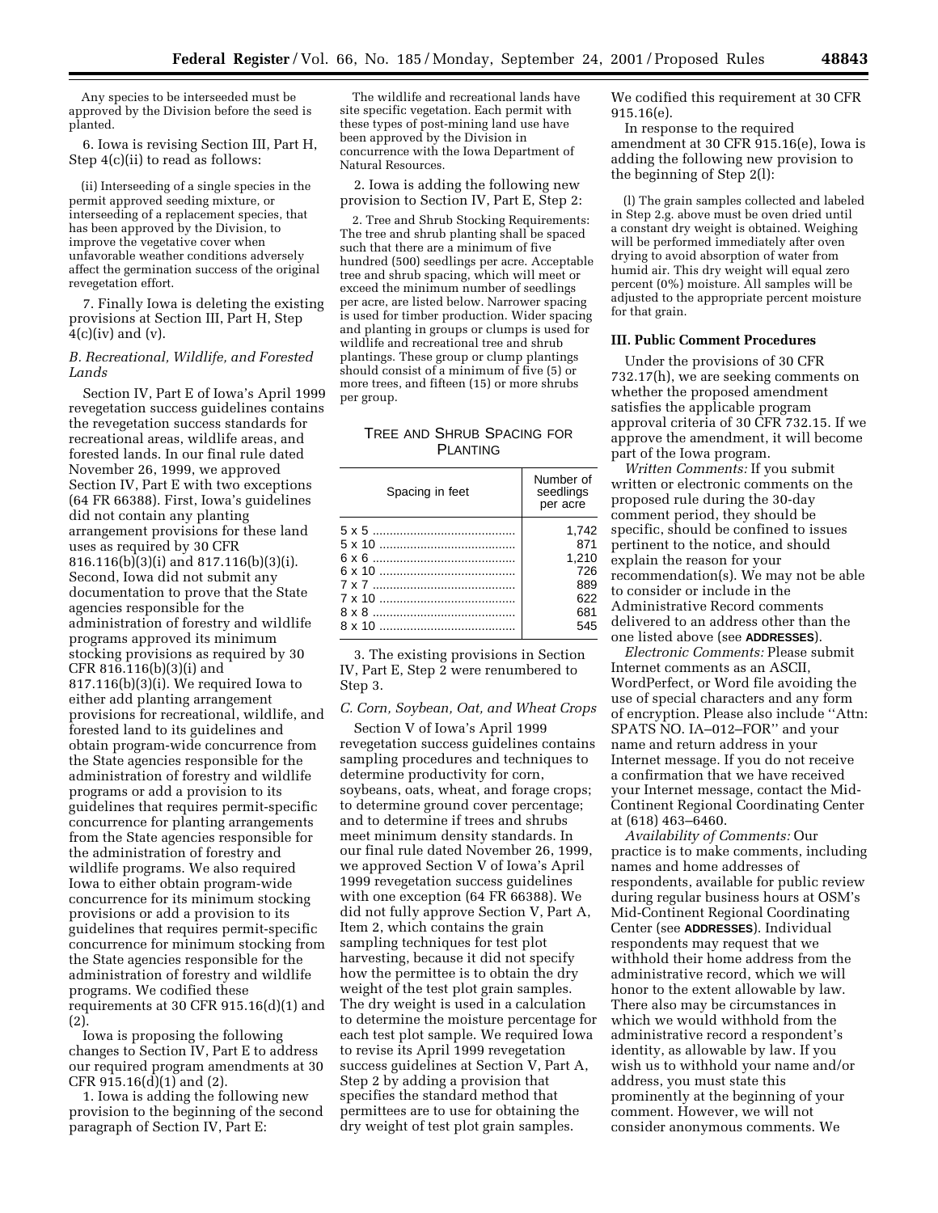Any species to be interseeded must be approved by the Division before the seed is planted.

6. Iowa is revising Section III, Part H, Step 4(c)(ii) to read as follows:

(ii) Interseeding of a single species in the permit approved seeding mixture, or interseeding of a replacement species, that has been approved by the Division, to improve the vegetative cover when unfavorable weather conditions adversely affect the germination success of the original revegetation effort.

7. Finally Iowa is deleting the existing provisions at Section III, Part H, Step 4(c)(iv) and (v).

### *B. Recreational, Wildlife, and Forested Lands*

Section IV, Part E of Iowa's April 1999 revegetation success guidelines contains the revegetation success standards for recreational areas, wildlife areas, and forested lands. In our final rule dated November 26, 1999, we approved Section IV, Part E with two exceptions (64 FR 66388). First, Iowa's guidelines did not contain any planting arrangement provisions for these land uses as required by 30 CFR 816.116(b)(3)(i) and 817.116(b)(3)(i). Second, Iowa did not submit any documentation to prove that the State agencies responsible for the administration of forestry and wildlife programs approved its minimum stocking provisions as required by 30 CFR 816.116(b)(3)(i) and 817.116(b)(3)(i). We required Iowa to either add planting arrangement provisions for recreational, wildlife, and forested land to its guidelines and obtain program-wide concurrence from the State agencies responsible for the administration of forestry and wildlife programs or add a provision to its guidelines that requires permit-specific concurrence for planting arrangements from the State agencies responsible for the administration of forestry and wildlife programs. We also required Iowa to either obtain program-wide concurrence for its minimum stocking provisions or add a provision to its guidelines that requires permit-specific concurrence for minimum stocking from the State agencies responsible for the administration of forestry and wildlife programs. We codified these requirements at 30 CFR 915.16(d)(1) and (2).

Iowa is proposing the following changes to Section IV, Part E to address our required program amendments at 30 CFR 915.16(d)(1) and (2).

1. Iowa is adding the following new provision to the beginning of the second paragraph of Section IV, Part E:

The wildlife and recreational lands have site specific vegetation. Each permit with these types of post-mining land use have been approved by the Division in concurrence with the Iowa Department of Natural Resources.

2. Iowa is adding the following new provision to Section IV, Part E, Step 2:

2. Tree and Shrub Stocking Requirements: The tree and shrub planting shall be spaced such that there are a minimum of five hundred (500) seedlings per acre. Acceptable tree and shrub spacing, which will meet or exceed the minimum number of seedlings per acre, are listed below. Narrower spacing is used for timber production. Wider spacing and planting in groups or clumps is used for wildlife and recreational tree and shrub plantings. These group or clump plantings should consist of a minimum of five (5) or more trees, and fifteen (15) or more shrubs per group.

TREE AND SHRUB SPACING FOR PLANTING

| Spacing in feet | Number of seedlings per acre |
|---|---|
| 5 x 5 | 1,742 |
| 5 x 10 | 871 |
| 6 x 6 | 1,210 |
| 6 x 10 | 726 |
| 7 x 7 | 889 |
| 7 x 10 | 622 |
| 8 x 8 | 681 |
| 8 x 10 | 545 |

3. The existing provisions in Section IV, Part E, Step 2 were renumbered to Step 3.

### *C. Corn, Soybean, Oat, and Wheat Crops*

Section V of Iowa's April 1999 revegetation success guidelines contains sampling procedures and techniques to determine productivity for corn, soybeans, oats, wheat, and forage crops; to determine ground cover percentage; and to determine if trees and shrubs meet minimum density standards. In our final rule dated November 26, 1999, we approved Section V of Iowa's April 1999 revegetation success guidelines with one exception (64 FR 66388). We did not fully approve Section V, Part A, Item 2, which contains the grain sampling techniques for test plot harvesting, because it did not specify how the permittee is to obtain the dry weight of the test plot grain samples. The dry weight is used in a calculation to determine the moisture percentage for each test plot sample. We required Iowa to revise its April 1999 revegetation success guidelines at Section V, Part A, Step 2 by adding a provision that specifies the standard method that permittees are to use for obtaining the dry weight of test plot grain samples. We codified this requirement at 30 CFR 915.16(e).

In response to the required amendment at 30 CFR 915.16(e), Iowa is adding the following new provision to the beginning of Step 2(l):

(l) The grain samples collected and labeled in Step 2.g. above must be oven dried until a constant dry weight is obtained. Weighing will be performed immediately after oven drying to avoid absorption of water from humid air. This dry weight will equal zero percent (0%) moisture. All samples will be adjusted to the appropriate percent moisture for that grain.

## III. Public Comment Procedures

Under the provisions of 30 CFR 732.17(h), we are seeking comments on whether the proposed amendment satisfies the applicable program approval criteria of 30 CFR 732.15. If we approve the amendment, it will become part of the Iowa program.

*Written Comments:* If you submit written or electronic comments on the proposed rule during the 30-day comment period, they should be specific, should be confined to issues pertinent to the notice, and should explain the reason for your recommendation(s). We may not be able to consider or include in the Administrative Record comments delivered to an address other than the one listed above (see **ADDRESSES**).

*Electronic Comments:* Please submit Internet comments as an ASCII, WordPerfect, or Word file avoiding the use of special characters and any form of encryption. Please also include ''Attn: SPATS NO. IA–012–FOR'' and your name and return address in your Internet message. If you do not receive a confirmation that we have received your Internet message, contact the Mid-Continent Regional Coordinating Center at (618) 463–6460.

*Availability of Comments:* Our practice is to make comments, including names and home addresses of respondents, available for public review during regular business hours at OSM's Mid-Continent Regional Coordinating Center (see **ADDRESSES**). Individual respondents may request that we withhold their home address from the administrative record, which we will honor to the extent allowable by law. There also may be circumstances in which we would withhold from the administrative record a respondent's identity, as allowable by law. If you wish us to withhold your name and/or address, you must state this prominently at the beginning of your comment. However, we will not consider anonymous comments. We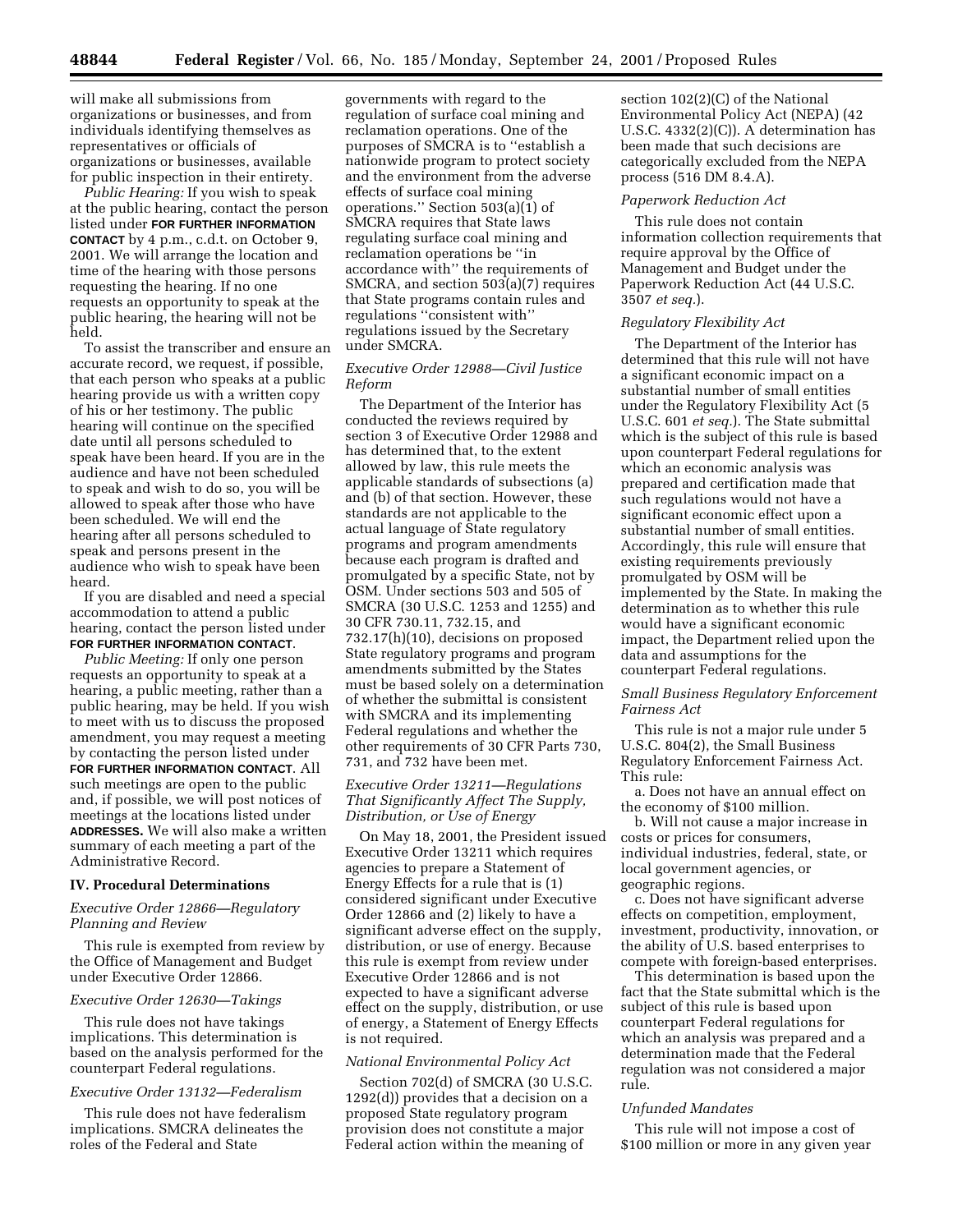will make all submissions from organizations or businesses, and from individuals identifying themselves as representatives or officials of organizations or businesses, available for public inspection in their entirety.

*Public Hearing:* If you wish to speak at the public hearing, contact the person listed under **FOR FURTHER INFORMATION CONTACT** by 4 p.m., c.d.t. on October 9, 2001. We will arrange the location and time of the hearing with those persons requesting the hearing. If no one requests an opportunity to speak at the public hearing, the hearing will not be held.

To assist the transcriber and ensure an accurate record, we request, if possible, that each person who speaks at a public hearing provide us with a written copy of his or her testimony. The public hearing will continue on the specified date until all persons scheduled to speak have been heard. If you are in the audience and have not been scheduled to speak and wish to do so, you will be allowed to speak after those who have been scheduled. We will end the hearing after all persons scheduled to speak and persons present in the audience who wish to speak have been heard.

If you are disabled and need a special accommodation to attend a public hearing, contact the person listed under **FOR FURTHER INFORMATION CONTACT**.

*Public Meeting:* If only one person requests an opportunity to speak at a hearing, a public meeting, rather than a public hearing, may be held. If you wish to meet with us to discuss the proposed amendment, you may request a meeting by contacting the person listed under **FOR FURTHER INFORMATION CONTACT**. All such meetings are open to the public and, if possible, we will post notices of meetings at the locations listed under **ADDRESSES.** We will also make a written summary of each meeting a part of the Administrative Record.

## IV. Procedural Determinations

### *Executive Order 12866—Regulatory Planning and Review*

This rule is exempted from review by the Office of Management and Budget under Executive Order 12866.

### *Executive Order 12630—Takings*

This rule does not have takings implications. This determination is based on the analysis performed for the counterpart Federal regulations.

### *Executive Order 13132—Federalism*

This rule does not have federalism implications. SMCRA delineates the roles of the Federal and State governments with regard to the regulation of surface coal mining and reclamation operations. One of the purposes of SMCRA is to "establish a nationwide program to protect society and the environment from the adverse effects of surface coal mining operations." Section 503(a)(1) of SMCRA requires that State laws regulating surface coal mining and reclamation operations be "in accordance with" the requirements of SMCRA, and section 503(a)(7) requires that State programs contain rules and regulations "consistent with" regulations issued by the Secretary under SMCRA.

### *Executive Order 12988—Civil Justice Reform*

The Department of the Interior has conducted the reviews required by section 3 of Executive Order 12988 and has determined that, to the extent allowed by law, this rule meets the applicable standards of subsections (a) and (b) of that section. However, these standards are not applicable to the actual language of State regulatory programs and program amendments because each program is drafted and promulgated by a specific State, not by OSM. Under sections 503 and 505 of SMCRA (30 U.S.C. 1253 and 1255) and 30 CFR 730.11, 732.15, and 732.17(h)(10), decisions on proposed State regulatory programs and program amendments submitted by the States must be based solely on a determination of whether the submittal is consistent with SMCRA and its implementing Federal regulations and whether the other requirements of 30 CFR Parts 730, 731, and 732 have been met.

### *Executive Order 13211—Regulations That Significantly Affect The Supply, Distribution, or Use of Energy*

On May 18, 2001, the President issued Executive Order 13211 which requires agencies to prepare a Statement of Energy Effects for a rule that is (1) considered significant under Executive Order 12866 and (2) likely to have a significant adverse effect on the supply, distribution, or use of energy. Because this rule is exempt from review under Executive Order 12866 and is not expected to have a significant adverse effect on the supply, distribution, or use of energy, a Statement of Energy Effects is not required.

### *National Environmental Policy Act*

Section 702(d) of SMCRA (30 U.S.C. 1292(d)) provides that a decision on a proposed State regulatory program provision does not constitute a major Federal action within the meaning of section 102(2)(C) of the National Environmental Policy Act (NEPA) (42 U.S.C. 4332(2)(C)). A determination has been made that such decisions are categorically excluded from the NEPA process (516 DM 8.4.A).

### *Paperwork Reduction Act*

This rule does not contain information collection requirements that require approval by the Office of Management and Budget under the Paperwork Reduction Act (44 U.S.C. 3507 *et seq.*).

### *Regulatory Flexibility Act*

The Department of the Interior has determined that this rule will not have a significant economic impact on a substantial number of small entities under the Regulatory Flexibility Act (5 U.S.C. 601 *et seq.*). The State submittal which is the subject of this rule is based upon counterpart Federal regulations for which an economic analysis was prepared and certification made that such regulations would not have a significant economic effect upon a substantial number of small entities. Accordingly, this rule will ensure that existing requirements previously promulgated by OSM will be implemented by the State. In making the determination as to whether this rule would have a significant economic impact, the Department relied upon the data and assumptions for the counterpart Federal regulations.

### *Small Business Regulatory Enforcement Fairness Act*

This rule is not a major rule under 5 U.S.C. 804(2), the Small Business Regulatory Enforcement Fairness Act. This rule:

a. Does not have an annual effect on the economy of $100 million.

b. Will not cause a major increase in costs or prices for consumers, individual industries, federal, state, or local government agencies, or geographic regions.

c. Does not have significant adverse effects on competition, employment, investment, productivity, innovation, or the ability of U.S. based enterprises to compete with foreign-based enterprises.

This determination is based upon the fact that the State submittal which is the subject of this rule is based upon counterpart Federal regulations for which an analysis was prepared and a determination made that the Federal regulation was not considered a major rule.

### *Unfunded Mandates*

This rule will not impose a cost of $100 million or more in any given year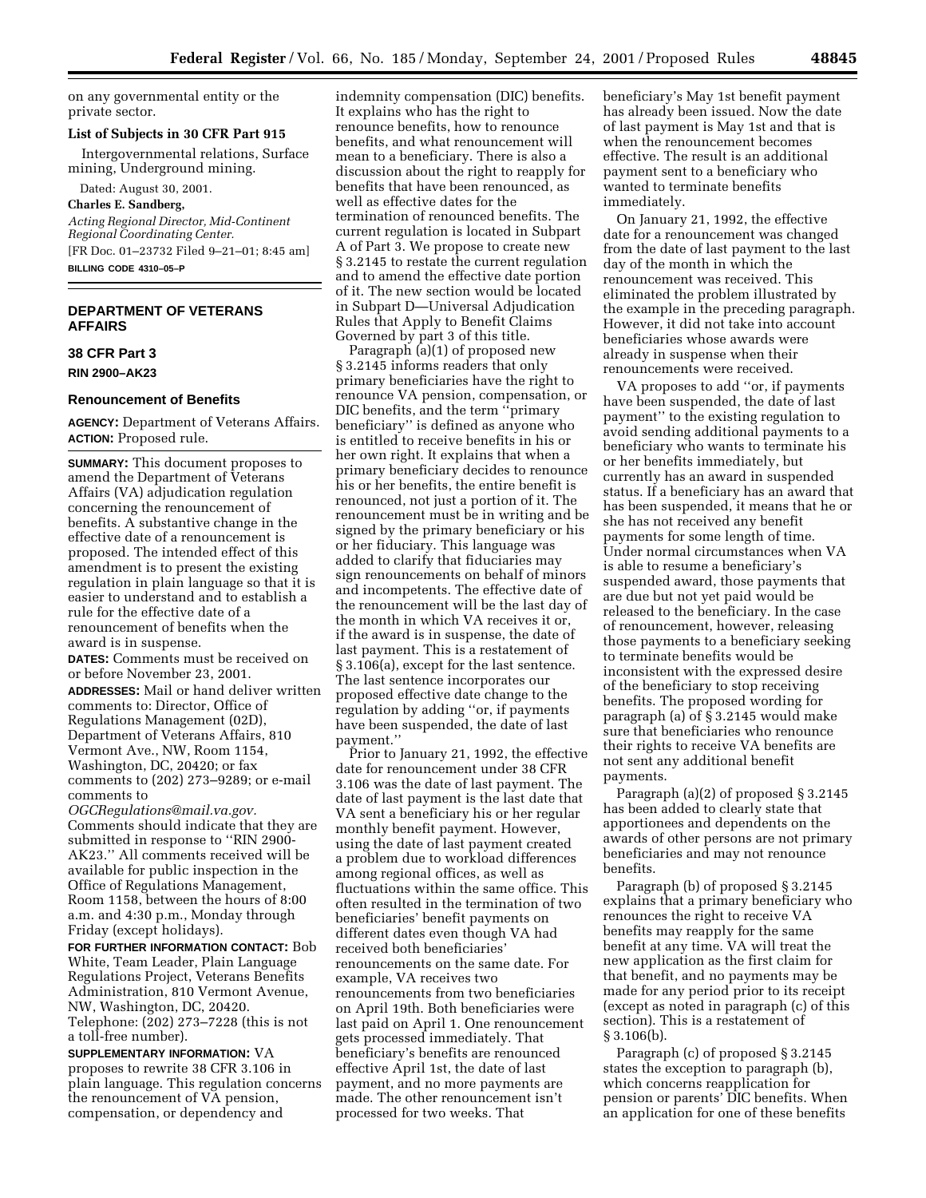on any governmental entity or the private sector.

**List of Subjects in 30 CFR Part 915**

Intergovernmental relations, Surface mining, Underground mining.

Dated: August 30, 2001.

**Charles E. Sandberg,**

*Acting Regional Director, Mid-Continent Regional Coordinating Center.*

[FR Doc. 01–23732 Filed 9–21–01; 8:45 am]

**BILLING CODE 4310–05–P**

## DEPARTMENT OF VETERANS AFFAIRS

### 38 CFR Part 3

**RIN 2900–AK23**

### Renouncement of Benefits

**AGENCY:** Department of Veterans Affairs.

**ACTION:** Proposed rule.

**SUMMARY:** This document proposes to amend the Department of Veterans Affairs (VA) adjudication regulation concerning the renouncement of benefits. A substantive change in the effective date of a renouncement is proposed. The intended effect of this amendment is to present the existing regulation in plain language so that it is easier to understand and to establish a rule for the effective date of a renouncement of benefits when the award is in suspense.

**DATES:** Comments must be received on or before November 23, 2001.

**ADDRESSES:** Mail or hand deliver written comments to: Director, Office of Regulations Management (02D), Department of Veterans Affairs, 810 Vermont Ave., NW, Room 1154, Washington, DC, 20420; or fax comments to (202) 273–9289; or e-mail comments to *OGCRegulations@mail.va.gov.* Comments should indicate that they are submitted in response to ''RIN 2900-AK23.'' All comments received will be available for public inspection in the Office of Regulations Management, Room 1158, between the hours of 8:00 a.m. and 4:30 p.m., Monday through Friday (except holidays).

**FOR FURTHER INFORMATION CONTACT:** Bob White, Team Leader, Plain Language Regulations Project, Veterans Benefits Administration, 810 Vermont Avenue, NW, Washington, DC, 20420. Telephone: (202) 273–7228 (this is not a toll-free number).

**SUPPLEMENTARY INFORMATION:** VA proposes to rewrite 38 CFR 3.106 in plain language. This regulation concerns the renouncement of VA pension, compensation, or dependency and indemnity compensation (DIC) benefits. It explains who has the right to renounce benefits, how to renounce benefits, and what renouncement will mean to a beneficiary. There is also a discussion about the right to reapply for benefits that have been renounced, as well as effective dates for the termination of renounced benefits. The current regulation is located in Subpart A of Part 3. We propose to create new § 3.2145 to restate the current regulation and to amend the effective date portion of it. The new section would be located in Subpart D—Universal Adjudication Rules that Apply to Benefit Claims Governed by part 3 of this title.

Paragraph (a)(1) of proposed new § 3.2145 informs readers that only primary beneficiaries have the right to renounce VA pension, compensation, or DIC benefits, and the term ''primary beneficiary'' is defined as anyone who is entitled to receive benefits in his or her own right. It explains that when a primary beneficiary decides to renounce his or her benefits, the entire benefit is renounced, not just a portion of it. The renouncement must be in writing and be signed by the primary beneficiary or his or her fiduciary. This language was added to clarify that fiduciaries may sign renouncements on behalf of minors and incompetents. The effective date of the renouncement will be the last day of the month in which VA receives it or, if the award is in suspense, the date of last payment. This is a restatement of § 3.106(a), except for the last sentence. The last sentence incorporates our proposed effective date change to the regulation by adding ''or, if payments have been suspended, the date of last payment.''

Prior to January 21, 1992, the effective date for renouncement under 38 CFR 3.106 was the date of last payment. The date of last payment is the last date that VA sent a beneficiary his or her regular monthly benefit payment. However, using the date of last payment created a problem due to workload differences among regional offices, as well as fluctuations within the same office. This often resulted in the termination of two beneficiaries' benefit payments on different dates even though VA had received both beneficiaries' renouncements on the same date. For example, VA receives two renouncements from two beneficiaries on April 19th. Both beneficiaries were last paid on April 1. One renouncement gets processed immediately. That beneficiary's benefits are renounced effective April 1st, the date of last payment, and no more payments are made. The other renouncement isn't processed for two weeks. That beneficiary's May 1st benefit payment has already been issued. Now the date of last payment is May 1st and that is when the renouncement becomes effective. The result is an additional payment sent to a beneficiary who wanted to terminate benefits immediately.

On January 21, 1992, the effective date for a renouncement was changed from the date of last payment to the last day of the month in which the renouncement was received. This eliminated the problem illustrated by the example in the preceding paragraph. However, it did not take into account beneficiaries whose awards were already in suspense when their renouncements were received.

VA proposes to add ''or, if payments have been suspended, the date of last payment'' to the existing regulation to avoid sending additional payments to a beneficiary who wants to terminate his or her benefits immediately, but currently has an award in suspended status. If a beneficiary has an award that has been suspended, it means that he or she has not received any benefit payments for some length of time. Under normal circumstances when VA is able to resume a beneficiary's suspended award, those payments that are due but not yet paid would be released to the beneficiary. In the case of renouncement, however, releasing those payments to a beneficiary seeking to terminate benefits would be inconsistent with the expressed desire of the beneficiary to stop receiving benefits. The proposed wording for paragraph (a) of § 3.2145 would make sure that beneficiaries who renounce their rights to receive VA benefits are not sent any additional benefit payments.

Paragraph (a)(2) of proposed § 3.2145 has been added to clearly state that apportionees and dependents on the awards of other persons are not primary beneficiaries and may not renounce benefits.

Paragraph (b) of proposed § 3.2145 explains that a primary beneficiary who renounces the right to receive VA benefits may reapply for the same benefit at any time. VA will treat the new application as the first claim for that benefit, and no payments may be made for any period prior to its receipt (except as noted in paragraph (c) of this section). This is a restatement of § 3.106(b).

Paragraph (c) of proposed § 3.2145 states the exception to paragraph (b), which concerns reapplication for pension or parents' DIC benefits. When an application for one of these benefits